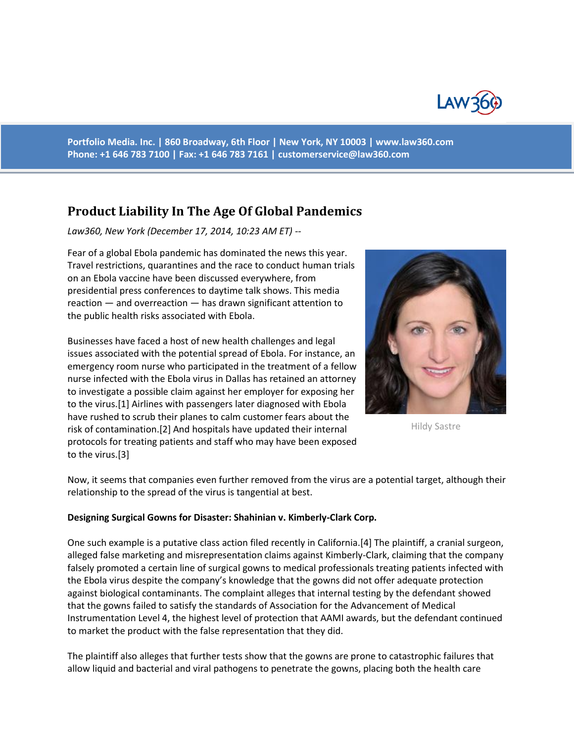Portfolio Media. Inc. | 860 Broadway, 6th Floor | New York, NY 10003 | www.law360.com
Phone: +1 646 783 7100 | Fax: +1 646 783 7161 | customerservice@law360.com

# Product Liability In The Age Of Global Pandemics

*Law360, New York (December 17, 2014, 10:23 AM ET) --*

Fear of a global Ebola pandemic has dominated the news this year. Travel restrictions, quarantines and the race to conduct human trials on an Ebola vaccine have been discussed everywhere, from presidential press conferences to daytime talk shows. This media reaction — and overreaction — has drawn significant attention to the public health risks associated with Ebola.

Hildy Sastre

Businesses have faced a host of new health challenges and legal issues associated with the potential spread of Ebola. For instance, an emergency room nurse who participated in the treatment of a fellow nurse infected with the Ebola virus in Dallas has retained an attorney to investigate a possible claim against her employer for exposing her to the virus.[1] Airlines with passengers later diagnosed with Ebola have rushed to scrub their planes to calm customer fears about the risk of contamination.[2] And hospitals have updated their internal protocols for treating patients and staff who may have been exposed to the virus.[3]

Now, it seems that companies even further removed from the virus are a potential target, although their relationship to the spread of the virus is tangential at best.

**Designing Surgical Gowns for Disaster: Shahinian v. Kimberly-Clark Corp.**

One such example is a putative class action filed recently in California.[4] The plaintiff, a cranial surgeon, alleged false marketing and misrepresentation claims against Kimberly-Clark, claiming that the company falsely promoted a certain line of surgical gowns to medical professionals treating patients infected with the Ebola virus despite the company's knowledge that the gowns did not offer adequate protection against biological contaminants. The complaint alleges that internal testing by the defendant showed that the gowns failed to satisfy the standards of Association for the Advancement of Medical Instrumentation Level 4, the highest level of protection that AAMI awards, but the defendant continued to market the product with the false representation that they did.

The plaintiff also alleges that further tests show that the gowns are prone to catastrophic failures that allow liquid and bacterial and viral pathogens to penetrate the gowns, placing both the health care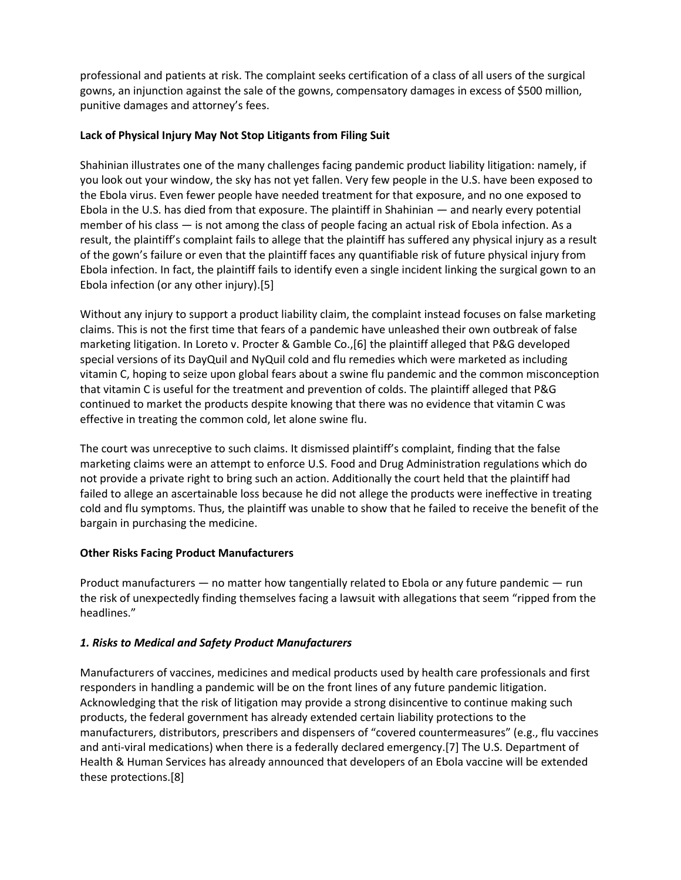professional and patients at risk. The complaint seeks certification of a class of all users of the surgical gowns, an injunction against the sale of the gowns, compensatory damages in excess of $500 million, punitive damages and attorney's fees.

**Lack of Physical Injury May Not Stop Litigants from Filing Suit**

Shahinian illustrates one of the many challenges facing pandemic product liability litigation: namely, if you look out your window, the sky has not yet fallen. Very few people in the U.S. have been exposed to the Ebola virus. Even fewer people have needed treatment for that exposure, and no one exposed to Ebola in the U.S. has died from that exposure. The plaintiff in Shahinian — and nearly every potential member of his class — is not among the class of people facing an actual risk of Ebola infection. As a result, the plaintiff's complaint fails to allege that the plaintiff has suffered any physical injury as a result of the gown's failure or even that the plaintiff faces any quantifiable risk of future physical injury from Ebola infection. In fact, the plaintiff fails to identify even a single incident linking the surgical gown to an Ebola infection (or any other injury).[5]

Without any injury to support a product liability claim, the complaint instead focuses on false marketing claims. This is not the first time that fears of a pandemic have unleashed their own outbreak of false marketing litigation. In Loreto v. Procter & Gamble Co.,[6] the plaintiff alleged that P&G developed special versions of its DayQuil and NyQuil cold and flu remedies which were marketed as including vitamin C, hoping to seize upon global fears about a swine flu pandemic and the common misconception that vitamin C is useful for the treatment and prevention of colds. The plaintiff alleged that P&G continued to market the products despite knowing that there was no evidence that vitamin C was effective in treating the common cold, let alone swine flu.

The court was unreceptive to such claims. It dismissed plaintiff's complaint, finding that the false marketing claims were an attempt to enforce U.S. Food and Drug Administration regulations which do not provide a private right to bring such an action. Additionally the court held that the plaintiff had failed to allege an ascertainable loss because he did not allege the products were ineffective in treating cold and flu symptoms. Thus, the plaintiff was unable to show that he failed to receive the benefit of the bargain in purchasing the medicine.

**Other Risks Facing Product Manufacturers**

Product manufacturers — no matter how tangentially related to Ebola or any future pandemic — run the risk of unexpectedly finding themselves facing a lawsuit with allegations that seem "ripped from the headlines."

***1. Risks to Medical and Safety Product Manufacturers***

Manufacturers of vaccines, medicines and medical products used by health care professionals and first responders in handling a pandemic will be on the front lines of any future pandemic litigation. Acknowledging that the risk of litigation may provide a strong disincentive to continue making such products, the federal government has already extended certain liability protections to the manufacturers, distributors, prescribers and dispensers of "covered countermeasures" (e.g., flu vaccines and anti-viral medications) when there is a federally declared emergency.[7] The U.S. Department of Health & Human Services has already announced that developers of an Ebola vaccine will be extended these protections.[8]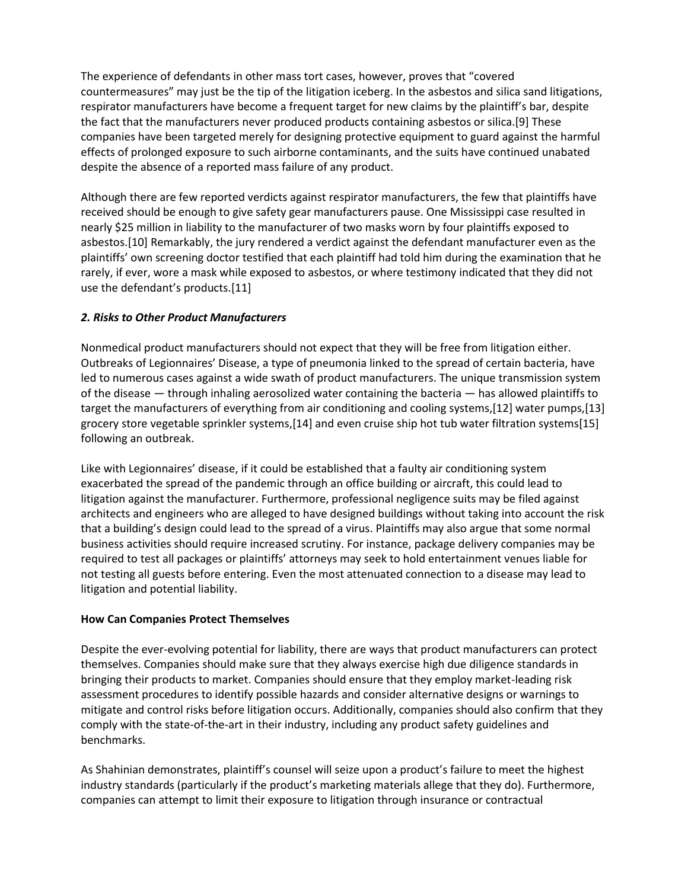The experience of defendants in other mass tort cases, however, proves that "covered countermeasures" may just be the tip of the litigation iceberg. In the asbestos and silica sand litigations, respirator manufacturers have become a frequent target for new claims by the plaintiff's bar, despite the fact that the manufacturers never produced products containing asbestos or silica.[9] These companies have been targeted merely for designing protective equipment to guard against the harmful effects of prolonged exposure to such airborne contaminants, and the suits have continued unabated despite the absence of a reported mass failure of any product.

Although there are few reported verdicts against respirator manufacturers, the few that plaintiffs have received should be enough to give safety gear manufacturers pause. One Mississippi case resulted in nearly $25 million in liability to the manufacturer of two masks worn by four plaintiffs exposed to asbestos.[10] Remarkably, the jury rendered a verdict against the defendant manufacturer even as the plaintiffs' own screening doctor testified that each plaintiff had told him during the examination that he rarely, if ever, wore a mask while exposed to asbestos, or where testimony indicated that they did not use the defendant's products.[11]

### *2. Risks to Other Product Manufacturers*

Nonmedical product manufacturers should not expect that they will be free from litigation either. Outbreaks of Legionnaires' Disease, a type of pneumonia linked to the spread of certain bacteria, have led to numerous cases against a wide swath of product manufacturers. The unique transmission system of the disease — through inhaling aerosolized water containing the bacteria — has allowed plaintiffs to target the manufacturers of everything from air conditioning and cooling systems,[12] water pumps,[13] grocery store vegetable sprinkler systems,[14] and even cruise ship hot tub water filtration systems[15] following an outbreak.

Like with Legionnaires' disease, if it could be established that a faulty air conditioning system exacerbated the spread of the pandemic through an office building or aircraft, this could lead to litigation against the manufacturer. Furthermore, professional negligence suits may be filed against architects and engineers who are alleged to have designed buildings without taking into account the risk that a building's design could lead to the spread of a virus. Plaintiffs may also argue that some normal business activities should require increased scrutiny. For instance, package delivery companies may be required to test all packages or plaintiffs' attorneys may seek to hold entertainment venues liable for not testing all guests before entering. Even the most attenuated connection to a disease may lead to litigation and potential liability.

## How Can Companies Protect Themselves

Despite the ever-evolving potential for liability, there are ways that product manufacturers can protect themselves. Companies should make sure that they always exercise high due diligence standards in bringing their products to market. Companies should ensure that they employ market-leading risk assessment procedures to identify possible hazards and consider alternative designs or warnings to mitigate and control risks before litigation occurs. Additionally, companies should also confirm that they comply with the state-of-the-art in their industry, including any product safety guidelines and benchmarks.

As Shahinian demonstrates, plaintiff's counsel will seize upon a product's failure to meet the highest industry standards (particularly if the product's marketing materials allege that they do). Furthermore, companies can attempt to limit their exposure to litigation through insurance or contractual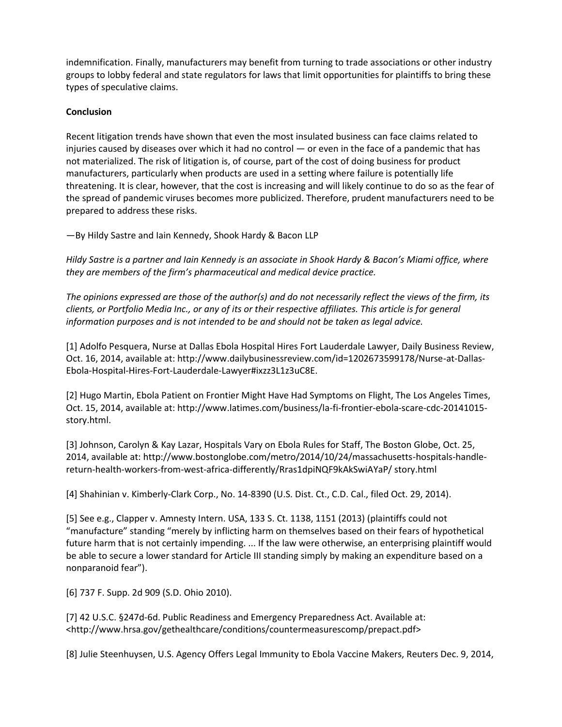indemnification. Finally, manufacturers may benefit from turning to trade associations or other industry groups to lobby federal and state regulators for laws that limit opportunities for plaintiffs to bring these types of speculative claims.

**Conclusion**

Recent litigation trends have shown that even the most insulated business can face claims related to injuries caused by diseases over which it had no control — or even in the face of a pandemic that has not materialized. The risk of litigation is, of course, part of the cost of doing business for product manufacturers, particularly when products are used in a setting where failure is potentially life threatening. It is clear, however, that the cost is increasing and will likely continue to do so as the fear of the spread of pandemic viruses becomes more publicized. Therefore, prudent manufacturers need to be prepared to address these risks.

—By Hildy Sastre and Iain Kennedy, Shook Hardy & Bacon LLP

*Hildy Sastre is a partner and Iain Kennedy is an associate in Shook Hardy & Bacon's Miami office, where they are members of the firm's pharmaceutical and medical device practice.*

*The opinions expressed are those of the author(s) and do not necessarily reflect the views of the firm, its clients, or Portfolio Media Inc., or any of its or their respective affiliates. This article is for general information purposes and is not intended to be and should not be taken as legal advice.*

[1] Adolfo Pesquera, Nurse at Dallas Ebola Hospital Hires Fort Lauderdale Lawyer, Daily Business Review, Oct. 16, 2014, available at: http://www.dailybusinessreview.com/id=1202673599178/Nurse-at-Dallas-Ebola-Hospital-Hires-Fort-Lauderdale-Lawyer#ixzz3L1z3uC8E.

[2] Hugo Martin, Ebola Patient on Frontier Might Have Had Symptoms on Flight, The Los Angeles Times, Oct. 15, 2014, available at: http://www.latimes.com/business/la-fi-frontier-ebola-scare-cdc-20141015-story.html.

[3] Johnson, Carolyn & Kay Lazar, Hospitals Vary on Ebola Rules for Staff, The Boston Globe, Oct. 25, 2014, available at: http://www.bostonglobe.com/metro/2014/10/24/massachusetts-hospitals-handle-return-health-workers-from-west-africa-differently/Rras1dpiNQF9kAkSwiAYaP/ story.html

[4] Shahinian v. Kimberly-Clark Corp., No. 14-8390 (U.S. Dist. Ct., C.D. Cal., filed Oct. 29, 2014).

[5] See e.g., Clapper v. Amnesty Intern. USA, 133 S. Ct. 1138, 1151 (2013) (plaintiffs could not "manufacture" standing "merely by inflicting harm on themselves based on their fears of hypothetical future harm that is not certainly impending. ... If the law were otherwise, an enterprising plaintiff would be able to secure a lower standard for Article III standing simply by making an expenditure based on a nonparanoid fear").

[6] 737 F. Supp. 2d 909 (S.D. Ohio 2010).

[7] 42 U.S.C. §247d-6d. Public Readiness and Emergency Preparedness Act. Available at: <http://www.hrsa.gov/gethealthcare/conditions/countermeasurescomp/prepact.pdf>

[8] Julie Steenhuysen, U.S. Agency Offers Legal Immunity to Ebola Vaccine Makers, Reuters Dec. 9, 2014,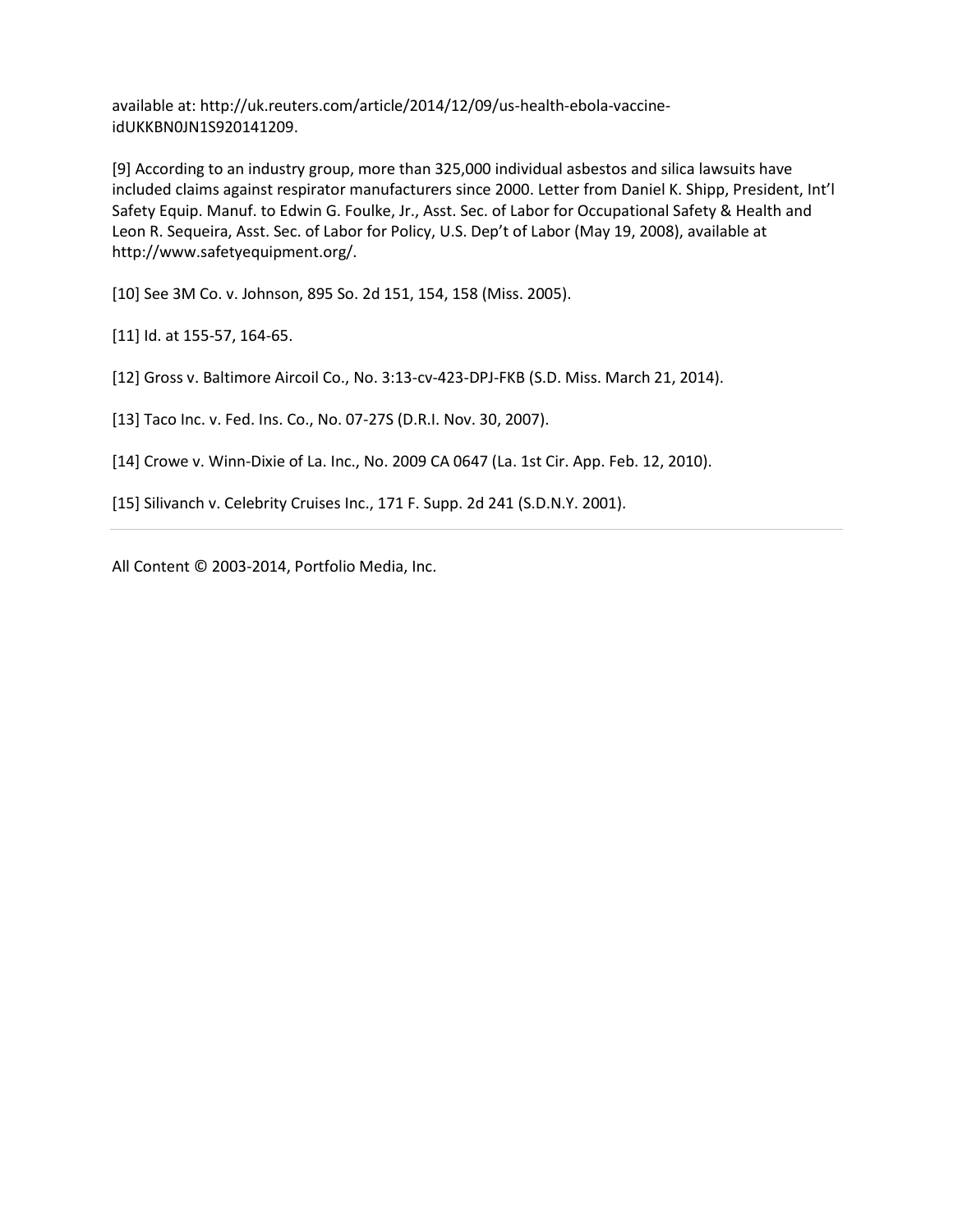available at: http://uk.reuters.com/article/2014/12/09/us-health-ebola-vaccine-idUKKBN0JN1S920141209.

[9] According to an industry group, more than 325,000 individual asbestos and silica lawsuits have included claims against respirator manufacturers since 2000. Letter from Daniel K. Shipp, President, Int'l Safety Equip. Manuf. to Edwin G. Foulke, Jr., Asst. Sec. of Labor for Occupational Safety & Health and Leon R. Sequeira, Asst. Sec. of Labor for Policy, U.S. Dep't of Labor (May 19, 2008), available at http://www.safetyequipment.org/.

[10] See 3M Co. v. Johnson, 895 So. 2d 151, 154, 158 (Miss. 2005).

[11] Id. at 155-57, 164-65.

[12] Gross v. Baltimore Aircoil Co., No. 3:13-cv-423-DPJ-FKB (S.D. Miss. March 21, 2014).

[13] Taco Inc. v. Fed. Ins. Co., No. 07-27S (D.R.I. Nov. 30, 2007).

[14] Crowe v. Winn-Dixie of La. Inc., No. 2009 CA 0647 (La. 1st Cir. App. Feb. 12, 2010).

[15] Silivanch v. Celebrity Cruises Inc., 171 F. Supp. 2d 241 (S.D.N.Y. 2001).

---

All Content © 2003-2014, Portfolio Media, Inc.